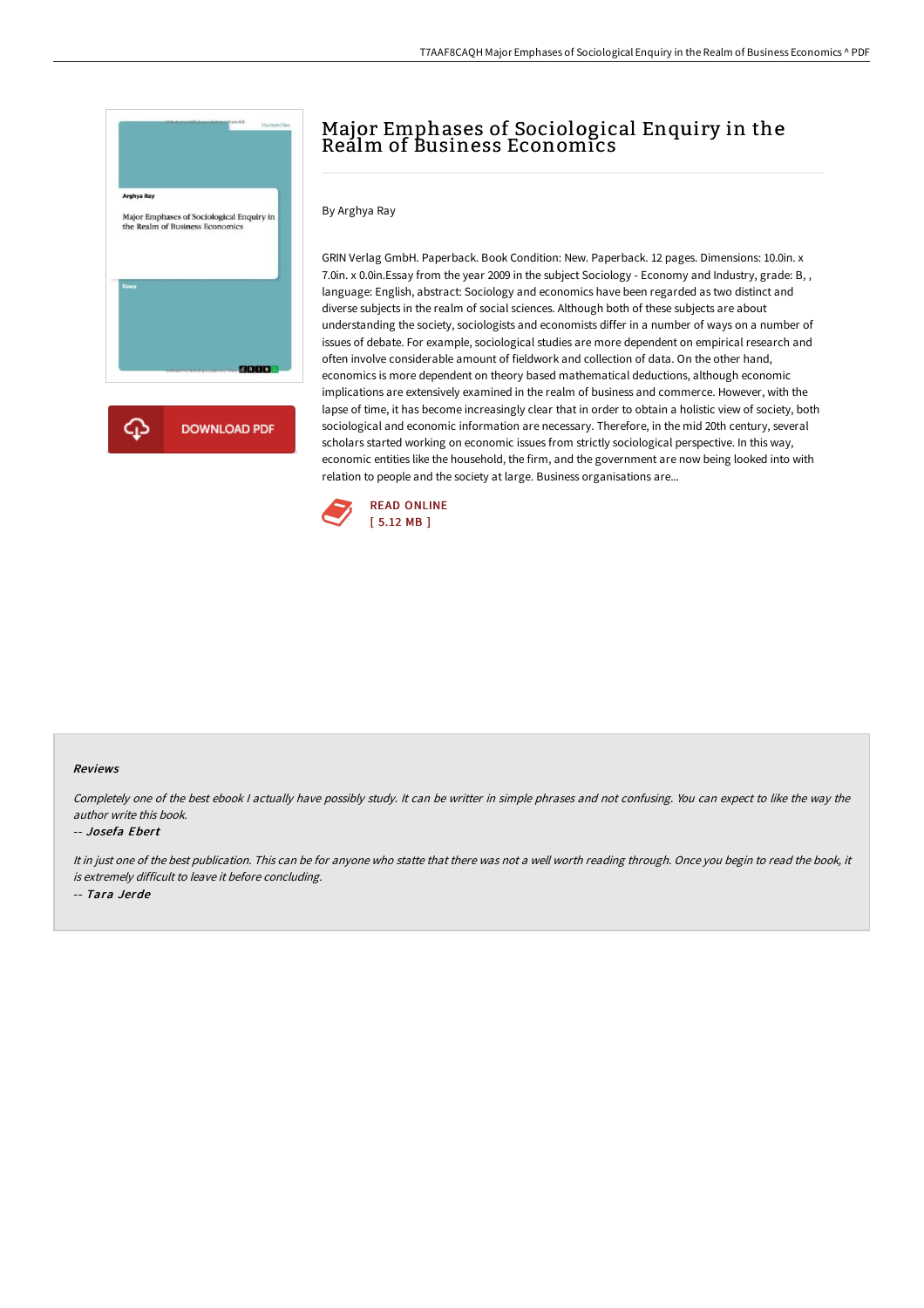# Major Emphases of Sociological Enquiry in the Realm of Business Economics

By Arghya Ray

GRIN Verlag GmbH. Paperback. Book Condition: New. Paperback. 12 pages. Dimensions: 10.0in. x 7.0in. x 0.0in.Essay from the year 2009 in the subject Sociology - Economy and Industry, grade: B, , language: English, abstract: Sociology and economics have been regarded as two distinct and diverse subjects in the realm of social sciences. Although both of these subjects are about understanding the society, sociologists and economists differ in a number of ways on a number of issues of debate. For example, sociological studies are more dependent on empirical research and often involve considerable amount of fieldwork and collection of data. On the other hand, economics is more dependent on theory based mathematical deductions, although economic implications are extensively examined in the realm of business and commerce. However, with the lapse of time, it has become increasingly clear that in order to obtain a holistic view of society, both sociological and economic information are necessary. Therefore, in the mid 20th century, several scholars started working on economic issues from strictly sociological perspective. In this way, economic entities like the household, the firm, and the government are now being looked into with relation to people and the society at large. Business organisations are...

DOWNLOAD PDF

READ ONLINE
[ 5.12 MB ]

### Reviews

*Completely one of the best ebook I actually have possibly study. It can be writter in simple phrases and not confusing. You can expect to like the way the author write this book.*

-- *Josefa Ebert*

*It in just one of the best publication. This can be for anyone who statte that there was not a well worth reading through. Once you begin to read the book, it is extremely difficult to leave it before concluding.*

-- *Tara Jerde*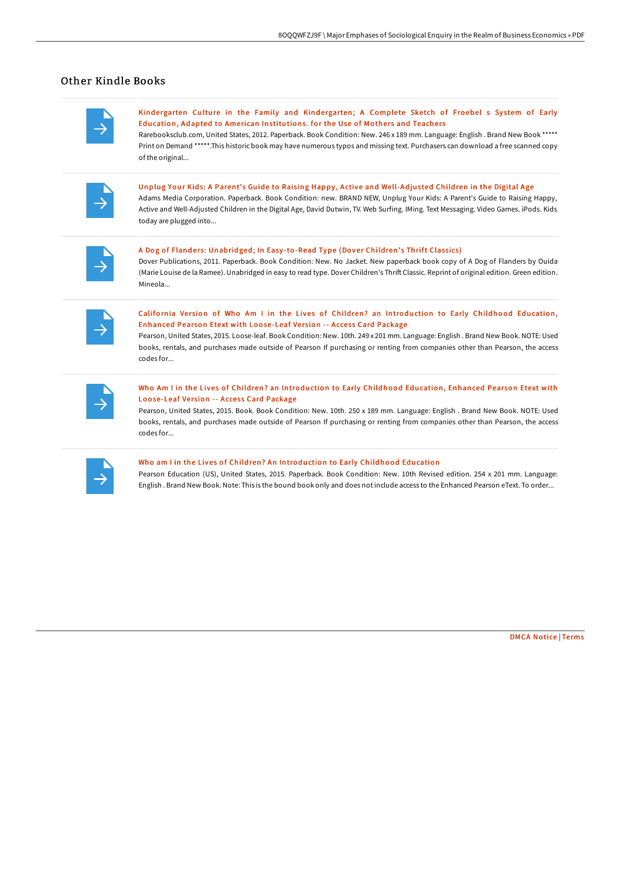## Other Kindle Books

**Kindergarten Culture in the Family and Kindergarten; A Complete Sketch of Froebel s System of Early Education, Adapted to American Institutions. for the Use of Mothers and Teachers**

Rarebooksclub.com, United States, 2012. Paperback. Book Condition: New. 246 x 189 mm. Language: English . Brand New Book ***** Print on Demand *****.This historic book may have numerous typos and missing text. Purchasers can download a free scanned copy of the original...

**Unplug Your Kids: A Parent's Guide to Raising Happy, Active and Well-Adjusted Children in the Digital Age**

Adams Media Corporation. Paperback. Book Condition: new. BRAND NEW, Unplug Your Kids: A Parent's Guide to Raising Happy, Active and Well-Adjusted Children in the Digital Age, David Dutwin, TV. Web Surfing. IMing. Text Messaging. Video Games. iPods. Kids today are plugged into...

**A Dog of Flanders: Unabridged; In Easy-to-Read Type (Dover Children's Thrift Classics)**

Dover Publications, 2011. Paperback. Book Condition: New. No Jacket. New paperback book copy of A Dog of Flanders by Ouida (Marie Louise de la Ramee). Unabridged in easy to read type. Dover Children's Thrift Classic. Reprint of original edition. Green edition. Mineola...

**California Version of Who Am I in the Lives of Children? an Introduction to Early Childhood Education, Enhanced Pearson Etext with Loose-Leaf Version -- Access Card Package**

Pearson, United States, 2015. Loose-leaf. Book Condition: New. 10th. 249 x 201 mm. Language: English . Brand New Book. NOTE: Used books, rentals, and purchases made outside of Pearson If purchasing or renting from companies other than Pearson, the access codes for...

**Who Am I in the Lives of Children? an Introduction to Early Childhood Education, Enhanced Pearson Etext with Loose-Leaf Version -- Access Card Package**

Pearson, United States, 2015. Book. Book Condition: New. 10th. 250 x 189 mm. Language: English . Brand New Book. NOTE: Used books, rentals, and purchases made outside of Pearson If purchasing or renting from companies other than Pearson, the access codes for...

**Who am I in the Lives of Children? An Introduction to Early Childhood Education**

Pearson Education (US), United States, 2015. Paperback. Book Condition: New. 10th Revised edition. 254 x 201 mm. Language: English . Brand New Book. Note: This is the bound book only and does not include access to the Enhanced Pearson eText. To order...

DMCA Notice | Terms